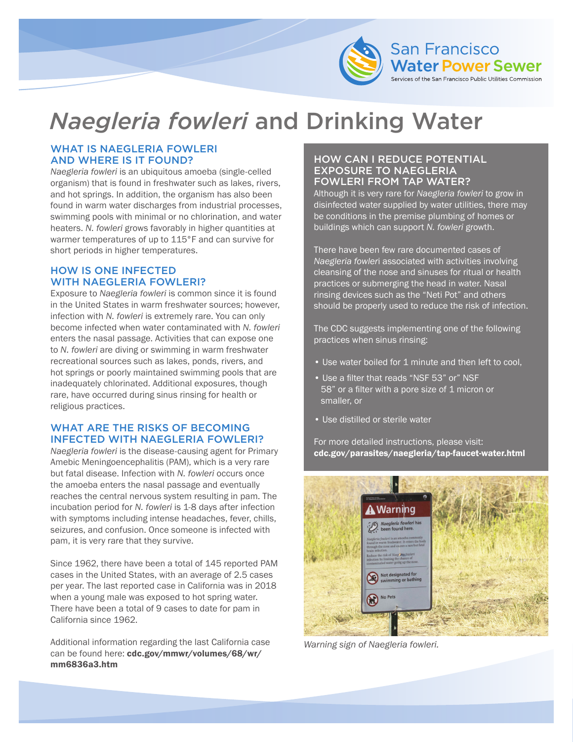San Francisco Water Power Sewer

Services of the San Francisco Public Utilities Commission

# *Naegleria fowleri* and Drinking Water

## WHAT IS NAEGLERIA FOWLERI AND WHERE IS IT FOUND?

*Naegleria fowleri* is an ubiquitous amoeba (single-celled organism) that is found in freshwater such as lakes, rivers, and hot springs. In addition, the organism has also been found in warm water discharges from industrial processes, swimming pools with minimal or no chlorination, and water heaters. *N. fowleri* grows favorably in higher quantities at warmer temperatures of up to 115°F and can survive for short periods in higher temperatures.

## HOW IS ONE INFECTED WITH NAEGLERIA FOWLERI?

Exposure to *Naegleria fowleri* is common since it is found in the United States in warm freshwater sources; however, infection with *N. fowleri* is extremely rare. You can only become infected when water contaminated with *N. fowleri* enters the nasal passage. Activities that can expose one to *N. fowleri* are diving or swimming in warm freshwater recreational sources such as lakes, ponds, rivers, and hot springs or poorly maintained swimming pools that are inadequately chlorinated. Additional exposures, though rare, have occurred during sinus rinsing for health or religious practices.

## WHAT ARE THE RISKS OF BECOMING INFECTED WITH NAEGLERIA FOWLERI?

*Naegleria fowleri* is the disease-causing agent for Primary Amebic Meningoencephalitis (PAM), which is a very rare but fatal disease. Infection with *N. fowleri* occurs once the amoeba enters the nasal passage and eventually reaches the central nervous system resulting in pam. The incubation period for *N. fowleri* is 1-8 days after infection with symptoms including intense headaches, fever, chills, seizures, and confusion. Once someone is infected with pam, it is very rare that they survive.

Since 1962, there have been a total of 145 reported PAM cases in the United States, with an average of 2.5 cases per year. The last reported case in California was in 2018 when a young male was exposed to hot spring water. There have been a total of 9 cases to date for pam in California since 1962.

Additional information regarding the last California case can be found here: **cdc.gov/mmwr/volumes/68/wr/mm6836a3.htm**

## HOW CAN I REDUCE POTENTIAL EXPOSURE TO NAEGLERIA FOWLERI FROM TAP WATER?

Although it is very rare for *Naegleria fowleri* to grow in disinfected water supplied by water utilities, there may be conditions in the premise plumbing of homes or buildings which can support *N. fowleri* growth.

There have been few rare documented cases of *Naegleria fowleri* associated with activities involving cleansing of the nose and sinuses for ritual or health practices or submerging the head in water. Nasal rinsing devices such as the "Neti Pot" and others should be properly used to reduce the risk of infection.

The CDC suggests implementing one of the following practices when sinus rinsing:

- Use water boiled for 1 minute and then left to cool,
- Use a filter that reads "NSF 53" or" NSF 58" or a filter with a pore size of 1 micron or smaller, or
- Use distilled or sterile water

For more detailed instructions, please visit: **cdc.gov/parasites/naegleria/tap-faucet-water.html**

*Warning sign of Naegleria fowleri.*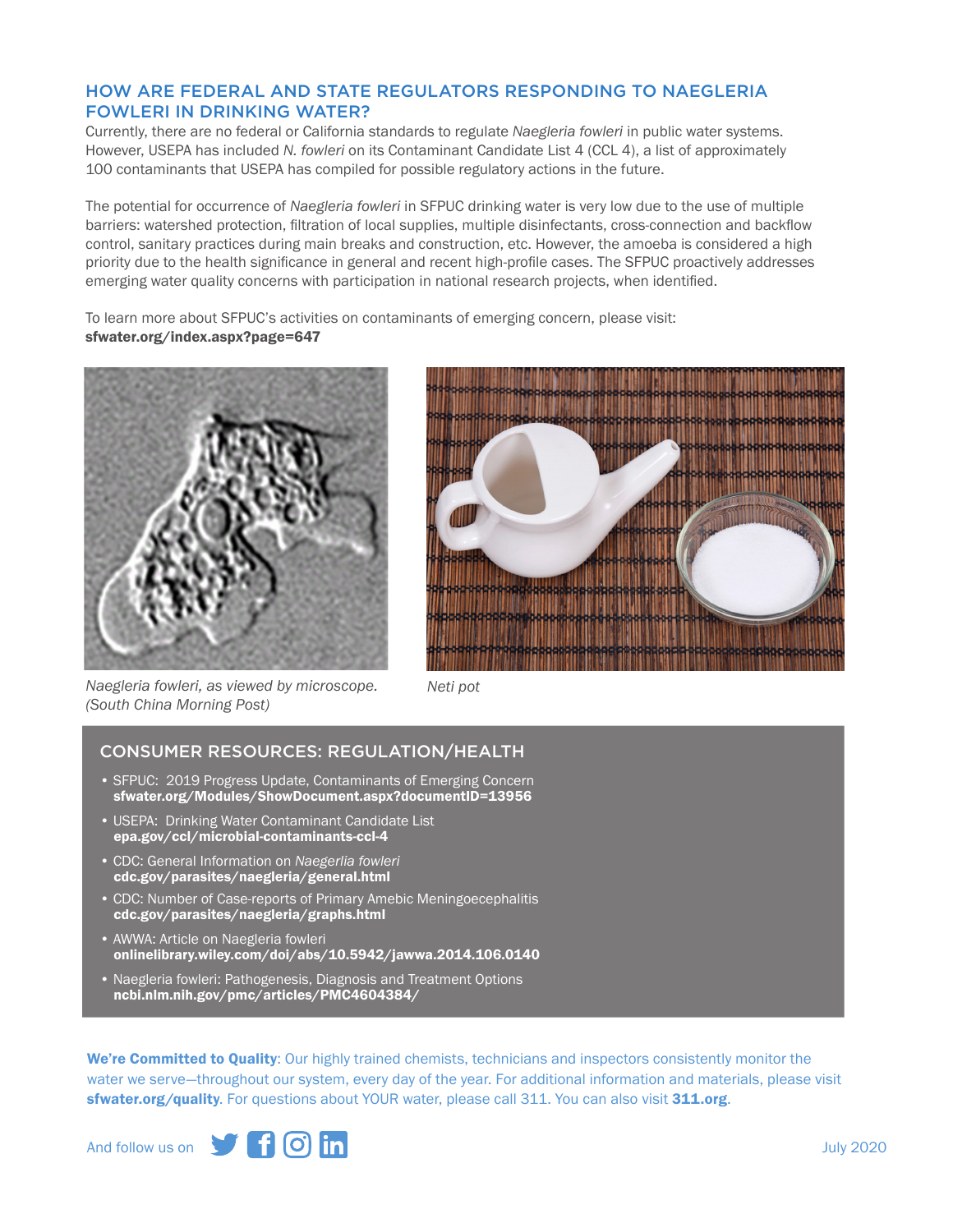## HOW ARE FEDERAL AND STATE REGULATORS RESPONDING TO NAEGLERIA FOWLERI IN DRINKING WATER?

Currently, there are no federal or California standards to regulate *Naegleria fowleri* in public water systems. However, USEPA has included *N. fowleri* on its Contaminant Candidate List 4 (CCL 4), a list of approximately 100 contaminants that USEPA has compiled for possible regulatory actions in the future.

The potential for occurrence of *Naegleria fowleri* in SFPUC drinking water is very low due to the use of multiple barriers: watershed protection, filtration of local supplies, multiple disinfectants, cross-connection and backflow control, sanitary practices during main breaks and construction, etc. However, the amoeba is considered a high priority due to the health significance in general and recent high-profile cases. The SFPUC proactively addresses emerging water quality concerns with participation in national research projects, when identified.

To learn more about SFPUC's activities on contaminants of emerging concern, please visit:
**sfwater.org/index.aspx?page=647**

*Naegleria fowleri, as viewed by microscope. (South China Morning Post)*

*Neti pot*

### CONSUMER RESOURCES: REGULATION/HEALTH

- SFPUC: 2019 Progress Update, Contaminants of Emerging Concern
  **sfwater.org/Modules/ShowDocument.aspx?documentID=13956**
- USEPA: Drinking Water Contaminant Candidate List
  **epa.gov/ccl/microbial-contaminants-ccl-4**
- CDC: General Information on *Naegerlia fowleri*
  **cdc.gov/parasites/naegleria/general.html**
- CDC: Number of Case-reports of Primary Amebic Meningoecephalitis
  **cdc.gov/parasites/naegleria/graphs.html**
- AWWA: Article on Naegleria fowleri
  **onlinelibrary.wiley.com/doi/abs/10.5942/jawwa.2014.106.0140**
- Naegleria fowleri: Pathogenesis, Diagnosis and Treatment Options
  **ncbi.nlm.nih.gov/pmc/articles/PMC4604384/**

**We're Committed to Quality**: Our highly trained chemists, technicians and inspectors consistently monitor the water we serve—throughout our system, every day of the year. For additional information and materials, please visit **sfwater.org/quality**. For questions about YOUR water, please call 311. You can also visit **311.org**.

And follow us on

July 2020